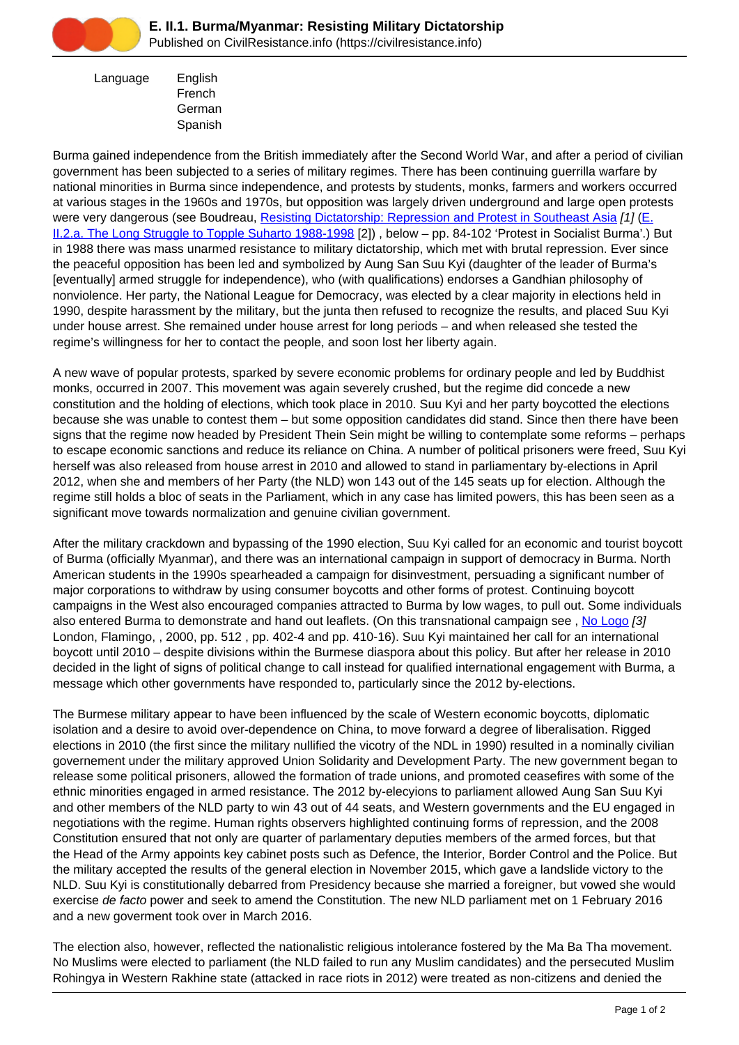# E. II.1. Burma/Myanmar: Resisting Military Dictatorship

Published on CivilResistance.info (https://civilresistance.info)

Language English
French
German
Spanish

Burma gained independence from the British immediately after the Second World War, and after a period of civilian government has been subjected to a series of military regimes. There has been continuing guerrilla warfare by national minorities in Burma since independence, and protests by students, monks, farmers and workers occurred at various stages in the 1960s and 1970s, but opposition was largely driven underground and large open protests were very dangerous (see Boudreau, Resisting Dictatorship: Repression and Protest in Southeast Asia *[1]* (E. II.2.a. The Long Struggle to Topple Suharto 1988-1998 [2]) , below – pp. 84-102 'Protest in Socialist Burma'.) But in 1988 there was mass unarmed resistance to military dictatorship, which met with brutal repression. Ever since the peaceful opposition has been led and symbolized by Aung San Suu Kyi (daughter of the leader of Burma's [eventually] armed struggle for independence), who (with qualifications) endorses a Gandhian philosophy of nonviolence. Her party, the National League for Democracy, was elected by a clear majority in elections held in 1990, despite harassment by the military, but the junta then refused to recognize the results, and placed Suu Kyi under house arrest. She remained under house arrest for long periods – and when released she tested the regime's willingness for her to contact the people, and soon lost her liberty again.

A new wave of popular protests, sparked by severe economic problems for ordinary people and led by Buddhist monks, occurred in 2007. This movement was again severely crushed, but the regime did concede a new constitution and the holding of elections, which took place in 2010. Suu Kyi and her party boycotted the elections because she was unable to contest them – but some opposition candidates did stand. Since then there have been signs that the regime now headed by President Thein Sein might be willing to contemplate some reforms – perhaps to escape economic sanctions and reduce its reliance on China. A number of political prisoners were freed, Suu Kyi herself was also released from house arrest in 2010 and allowed to stand in parliamentary by-elections in April 2012, when she and members of her Party (the NLD) won 143 out of the 145 seats up for election. Although the regime still holds a bloc of seats in the Parliament, which in any case has limited powers, this has been seen as a significant move towards normalization and genuine civilian government.

After the military crackdown and bypassing of the 1990 election, Suu Kyi called for an economic and tourist boycott of Burma (officially Myanmar), and there was an international campaign in support of democracy in Burma. North American students in the 1990s spearheaded a campaign for disinvestment, persuading a significant number of major corporations to withdraw by using consumer boycotts and other forms of protest. Continuing boycott campaigns in the West also encouraged companies attracted to Burma by low wages, to pull out. Some individuals also entered Burma to demonstrate and hand out leaflets. (On this transnational campaign see , No Logo *[3]* London, Flamingo, , 2000, pp. 512 , pp. 402-4 and pp. 410-16). Suu Kyi maintained her call for an international boycott until 2010 – despite divisions within the Burmese diaspora about this policy. But after her release in 2010 decided in the light of signs of political change to call instead for qualified international engagement with Burma, a message which other governments have responded to, particularly since the 2012 by-elections.

The Burmese military appear to have been influenced by the scale of Western economic boycotts, diplomatic isolation and a desire to avoid over-dependence on China, to move forward a degree of liberalisation. Rigged elections in 2010 (the first since the military nullified the vicotry of the NDL in 1990) resulted in a nominally civilian governement under the military approved Union Solidarity and Development Party. The new government began to release some political prisoners, allowed the formation of trade unions, and promoted ceasefires with some of the ethnic minorities engaged in armed resistance. The 2012 by-elecyions to parliament allowed Aung San Suu Kyi and other members of the NLD party to win 43 out of 44 seats, and Western governments and the EU engaged in negotiations with the regime. Human rights observers highlighted continuing forms of repression, and the 2008 Constitution ensured that not only are quarter of parlamentary deputies members of the armed forces, but that the Head of the Army appoints key cabinet posts such as Defence, the Interior, Border Control and the Police. But the military accepted the results of the general election in November 2015, which gave a landslide victory to the NLD. Suu Kyi is constitutionally debarred from Presidency because she married a foreigner, but vowed she would exercise *de facto* power and seek to amend the Constitution. The new NLD parliament met on 1 February 2016 and a new goverment took over in March 2016.

The election also, however, reflected the nationalistic religious intolerance fostered by the Ma Ba Tha movement. No Muslims were elected to parliament (the NLD failed to run any Muslim candidates) and the persecuted Muslim Rohingya in Western Rakhine state (attacked in race riots in 2012) were treated as non-citizens and denied the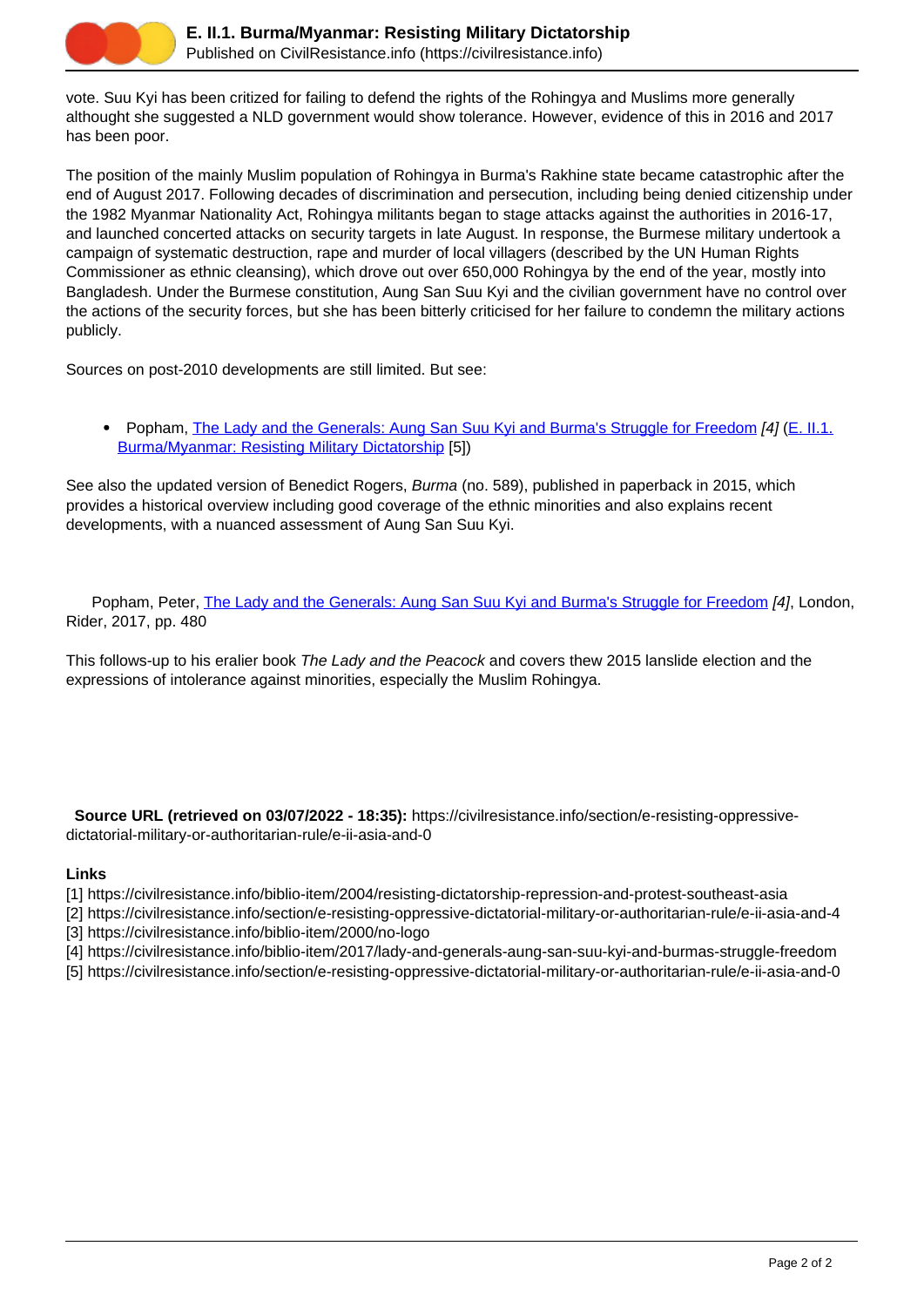vote. Suu Kyi has been critized for failing to defend the rights of the Rohingya and Muslims more generally althought she suggested a NLD government would show tolerance. However, evidence of this in 2016 and 2017 has been poor.

The position of the mainly Muslim population of Rohingya in Burma's Rakhine state became catastrophic after the end of August 2017. Following decades of discrimination and persecution, including being denied citizenship under the 1982 Myanmar Nationality Act, Rohingya militants began to stage attacks against the authorities in 2016-17, and launched concerted attacks on security targets in late August. In response, the Burmese military undertook a campaign of systematic destruction, rape and murder of local villagers (described by the UN Human Rights Commissioner as ethnic cleansing), which drove out over 650,000 Rohingya by the end of the year, mostly into Bangladesh. Under the Burmese constitution, Aung San Suu Kyi and the civilian government have no control over the actions of the security forces, but she has been bitterly criticised for her failure to condemn the military actions publicly.

Sources on post-2010 developments are still limited. But see:

- Popham, The Lady and the Generals: Aung San Suu Kyi and Burma's Struggle for Freedom *[4]* (E. II.1. Burma/Myanmar: Resisting Military Dictatorship [5])

See also the updated version of Benedict Rogers, *Burma* (no. 589), published in paperback in 2015, which provides a historical overview including good coverage of the ethnic minorities and also explains recent developments, with a nuanced assessment of Aung San Suu Kyi.

Popham, Peter, The Lady and the Generals: Aung San Suu Kyi and Burma's Struggle for Freedom *[4]*, London, Rider, 2017, pp. 480

This follows-up to his eralier book *The Lady and the Peacock* and covers thew 2015 lanslide election and the expressions of intolerance against minorities, especially the Muslim Rohingya.

**Source URL (retrieved on 03/07/2022 - 18:35):** https://civilresistance.info/section/e-resisting-oppressive-dictatorial-military-or-authoritarian-rule/e-ii-asia-and-0

**Links**

[1] https://civilresistance.info/biblio-item/2004/resisting-dictatorship-repression-and-protest-southeast-asia
[2] https://civilresistance.info/section/e-resisting-oppressive-dictatorial-military-or-authoritarian-rule/e-ii-asia-and-4
[3] https://civilresistance.info/biblio-item/2000/no-logo
[4] https://civilresistance.info/biblio-item/2017/lady-and-generals-aung-san-suu-kyi-and-burmas-struggle-freedom
[5] https://civilresistance.info/section/e-resisting-oppressive-dictatorial-military-or-authoritarian-rule/e-ii-asia-and-0